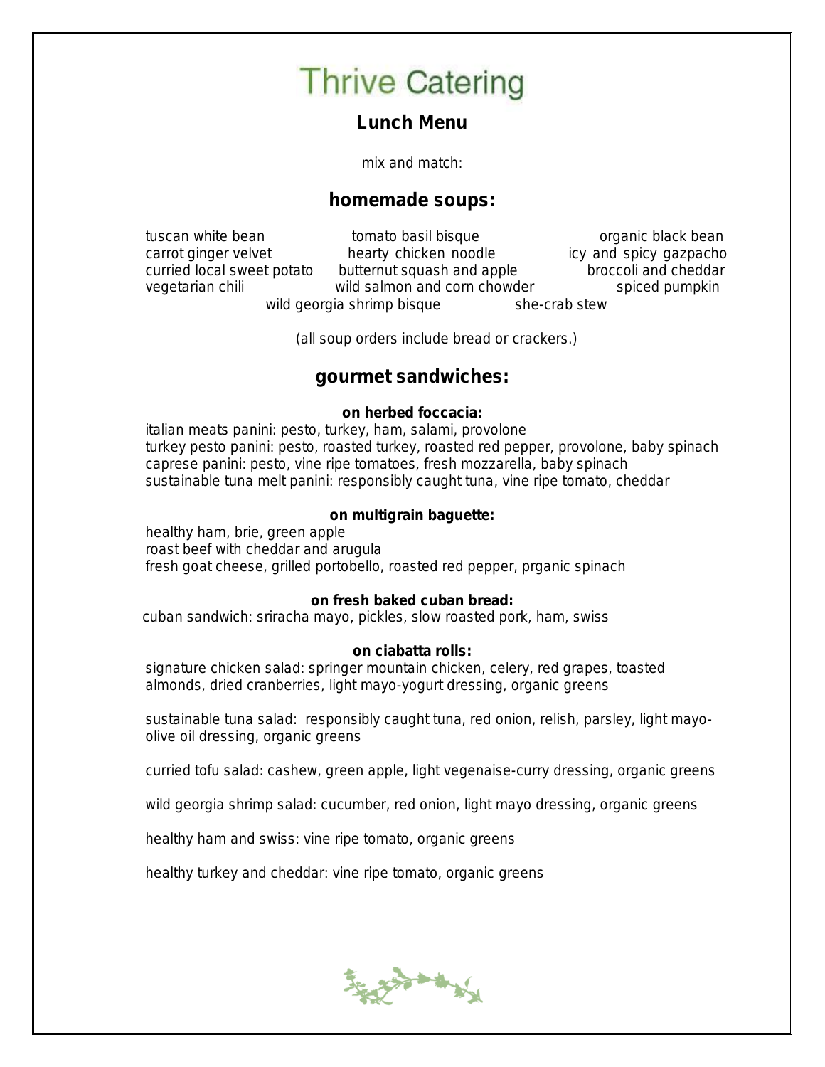# Thrive Catering

## Lunch Menu

mix and match:

## homemade soups:

tuscan white bean
tomato basil bisque
organic black bean
carrot ginger velvet
hearty chicken noodle
icy and spicy gazpacho
curried local sweet potato
butternut squash and apple
broccoli and cheddar
vegetarian chili
wild salmon and corn chowder
spiced pumpkin
wild georgia shrimp bisque
she-crab stew

(all soup orders include bread or crackers.)

## gourmet sandwiches:

### on herbed foccacia:

italian meats panini: pesto, turkey, ham, salami, provolone
turkey pesto panini: pesto, roasted turkey, roasted red pepper, provolone, baby spinach
caprese panini: pesto, vine ripe tomatoes, fresh mozzarella, baby spinach
sustainable tuna melt panini: responsibly caught tuna, vine ripe tomato, cheddar

### on multigrain baguette:

healthy ham, brie, green apple
roast beef with cheddar and arugula
fresh goat cheese, grilled portobello, roasted red pepper, prganic spinach

### on fresh baked cuban bread:

cuban sandwich: sriracha mayo, pickles, slow roasted pork, ham, swiss

### on ciabatta rolls:

signature chicken salad: springer mountain chicken, celery, red grapes, toasted almonds, dried cranberries, light mayo-yogurt dressing, organic greens

sustainable tuna salad: responsibly caught tuna, red onion, relish, parsley, light mayo-olive oil dressing, organic greens

curried tofu salad: cashew, green apple, light vegenaise-curry dressing, organic greens

wild georgia shrimp salad: cucumber, red onion, light mayo dressing, organic greens

healthy ham and swiss: vine ripe tomato, organic greens

healthy turkey and cheddar: vine ripe tomato, organic greens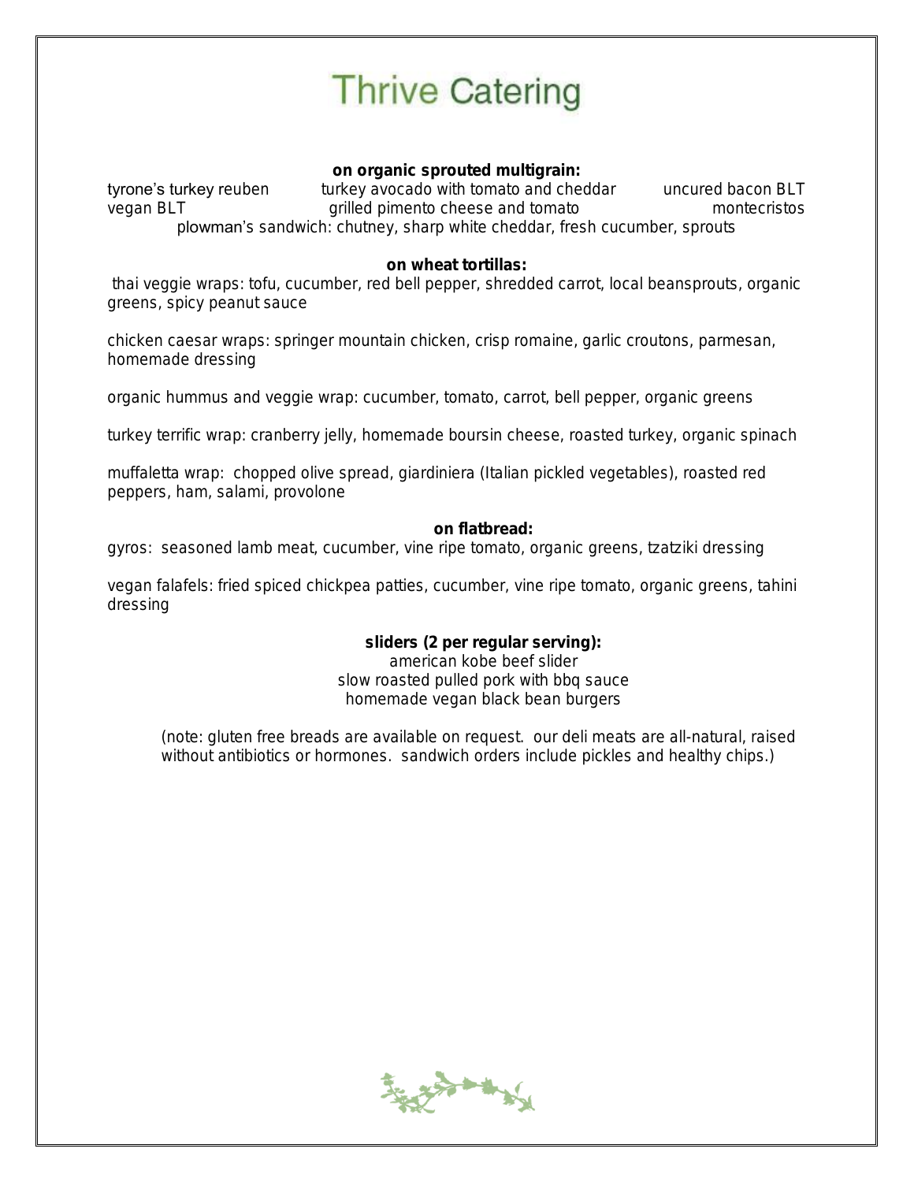# Thrive Catering

**on organic sprouted multigrain:**

tyrone's turkey reuben
turkey avocado with tomato and cheddar
uncured bacon BLT
vegan BLT
grilled pimento cheese and tomato
montecristos
plowman's sandwich: chutney, sharp white cheddar, fresh cucumber, sprouts

**on wheat tortillas:**

thai veggie wraps: tofu, cucumber, red bell pepper, shredded carrot, local beansprouts, organic greens, spicy peanut sauce

chicken caesar wraps: springer mountain chicken, crisp romaine, garlic croutons, parmesan, homemade dressing

organic hummus and veggie wrap: cucumber, tomato, carrot, bell pepper, organic greens

turkey terrific wrap: cranberry jelly, homemade boursin cheese, roasted turkey, organic spinach

muffaletta wrap: chopped olive spread, giardiniera (Italian pickled vegetables), roasted red peppers, ham, salami, provolone

**on flatbread:**

gyros: seasoned lamb meat, cucumber, vine ripe tomato, organic greens, tzatziki dressing

vegan falafels: fried spiced chickpea patties, cucumber, vine ripe tomato, organic greens, tahini dressing

**sliders (2 per regular serving):**

american kobe beef slider
slow roasted pulled pork with bbq sauce
homemade vegan black bean burgers

(note: gluten free breads are available on request. our deli meats are all-natural, raised without antibiotics or hormones. sandwich orders include pickles and healthy chips.)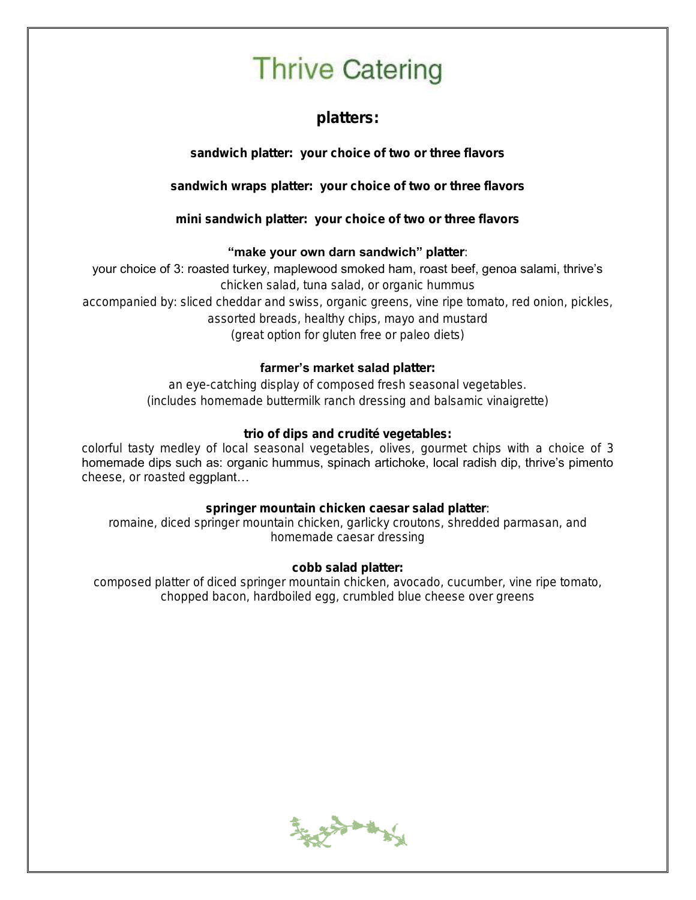# Thrive Catering

## platters:

**sandwich platter: your choice of two or three flavors**

**sandwich wraps platter: your choice of two or three flavors**

**mini sandwich platter: your choice of two or three flavors**

**"make your own darn sandwich" platter**:

your choice of 3: roasted turkey, maplewood smoked ham, roast beef, genoa salami, thrive's chicken salad, tuna salad, or organic hummus

accompanied by: sliced cheddar and swiss, organic greens, vine ripe tomato, red onion, pickles, assorted breads, healthy chips, mayo and mustard

(great option for gluten free or paleo diets)

**farmer's market salad platter:**

an eye-catching display of composed fresh seasonal vegetables.

(includes homemade buttermilk ranch dressing and balsamic vinaigrette)

**trio of dips and crudité vegetables:**

colorful tasty medley of local seasonal vegetables, olives, gourmet chips with a choice of 3 homemade dips such as: organic hummus, spinach artichoke, local radish dip, thrive's pimento cheese, or roasted eggplant…

**springer mountain chicken caesar salad platter**:

romaine, diced springer mountain chicken, garlicky croutons, shredded parmasan, and homemade caesar dressing

**cobb salad platter:**

composed platter of diced springer mountain chicken, avocado, cucumber, vine ripe tomato, chopped bacon, hardboiled egg, crumbled blue cheese over greens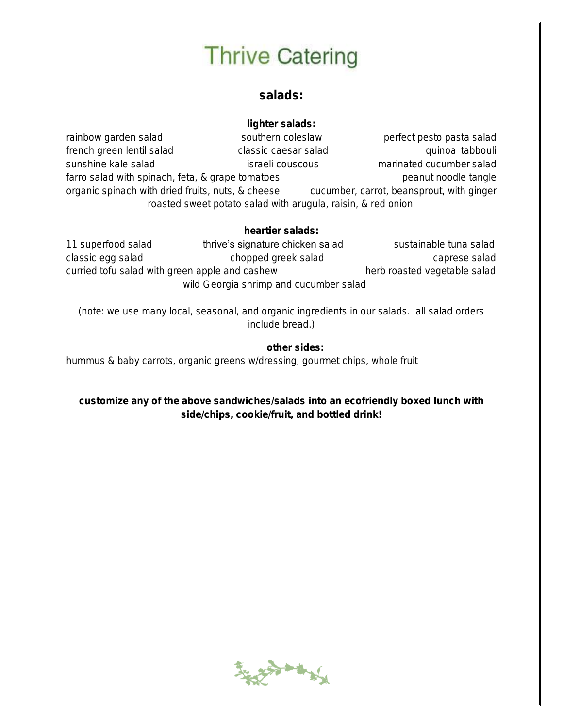# Thrive Catering

## salads:

### lighter salads:

rainbow garden salad
southern coleslaw
perfect pesto pasta salad
french green lentil salad
classic caesar salad
quinoa tabbouli
sunshine kale salad
israeli couscous
marinated cucumber salad
farro salad with spinach, feta, & grape tomatoes
peanut noodle tangle
organic spinach with dried fruits, nuts, & cheese
cucumber, carrot, beansprout, with ginger
roasted sweet potato salad with arugula, raisin, & red onion

### heartier salads:

11 superfood salad
thrive's signature chicken salad
sustainable tuna salad
classic egg salad
chopped greek salad
caprese salad
curried tofu salad with green apple and cashew
herb roasted vegetable salad
wild Georgia shrimp and cucumber salad

(note: we use many local, seasonal, and organic ingredients in our salads. all salad orders include bread.)

### other sides:

hummus & baby carrots, organic greens w/dressing, gourmet chips, whole fruit

**customize any of the above sandwiches/salads into an ecofriendly boxed lunch with side/chips, cookie/fruit, and bottled drink!**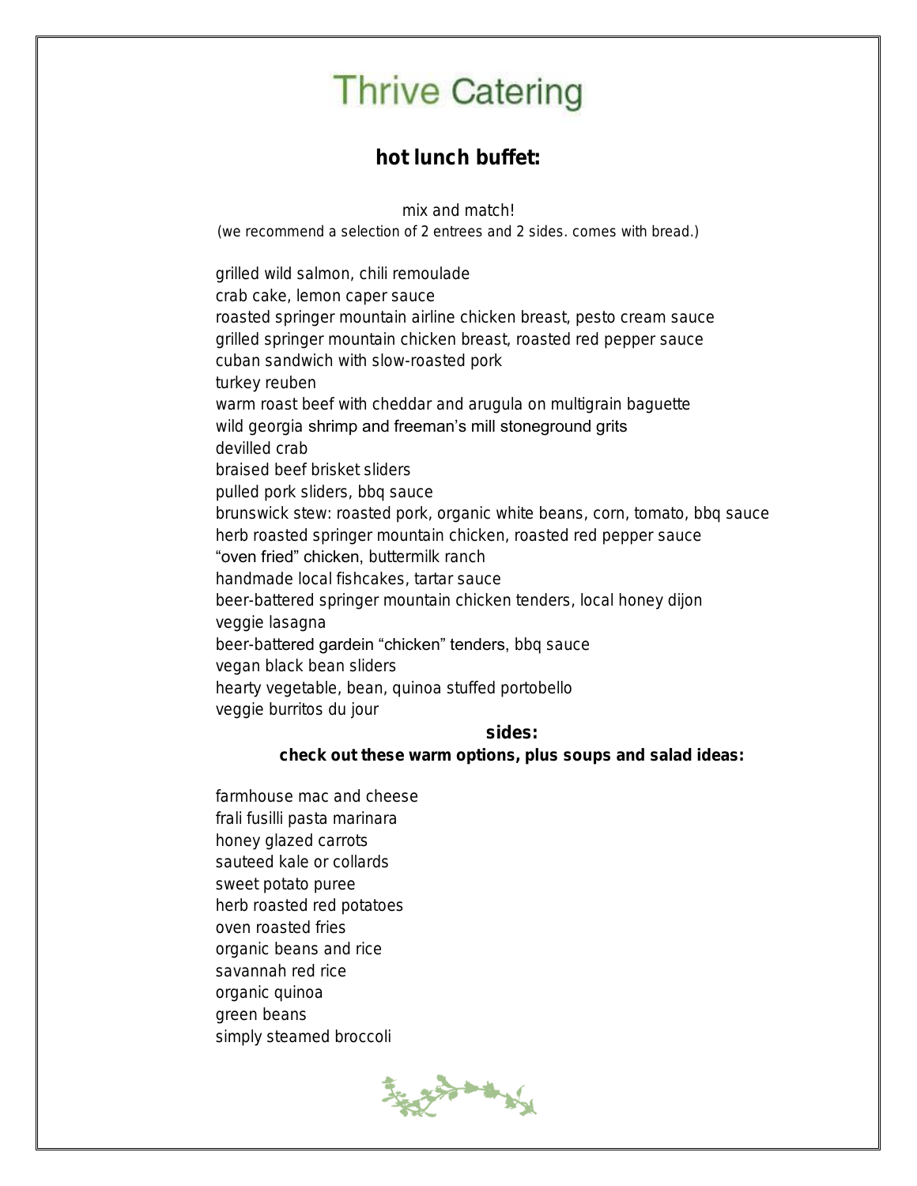# Thrive Catering

## hot lunch buffet:

mix and match!

(we recommend a selection of 2 entrees and 2 sides. comes with bread.)

grilled wild salmon, chili remoulade
crab cake, lemon caper sauce
roasted springer mountain airline chicken breast, pesto cream sauce
grilled springer mountain chicken breast, roasted red pepper sauce
cuban sandwich with slow-roasted pork
turkey reuben
warm roast beef with cheddar and arugula on multigrain baguette
wild georgia shrimp and freeman's mill stoneground grits
devilled crab
braised beef brisket sliders
pulled pork sliders, bbq sauce
brunswick stew: roasted pork, organic white beans, corn, tomato, bbq sauce
herb roasted springer mountain chicken, roasted red pepper sauce
"oven fried" chicken, buttermilk ranch
handmade local fishcakes, tartar sauce
beer-battered springer mountain chicken tenders, local honey dijon
veggie lasagna
beer-battered gardein "chicken" tenders, bbq sauce
vegan black bean sliders
hearty vegetable, bean, quinoa stuffed portobello
veggie burritos du jour

### sides:

**check out these warm options, plus soups and salad ideas:**

farmhouse mac and cheese
frali fusilli pasta marinara
honey glazed carrots
sauteed kale or collards
sweet potato puree
herb roasted red potatoes
oven roasted fries
organic beans and rice
savannah red rice
organic quinoa
green beans
simply steamed broccoli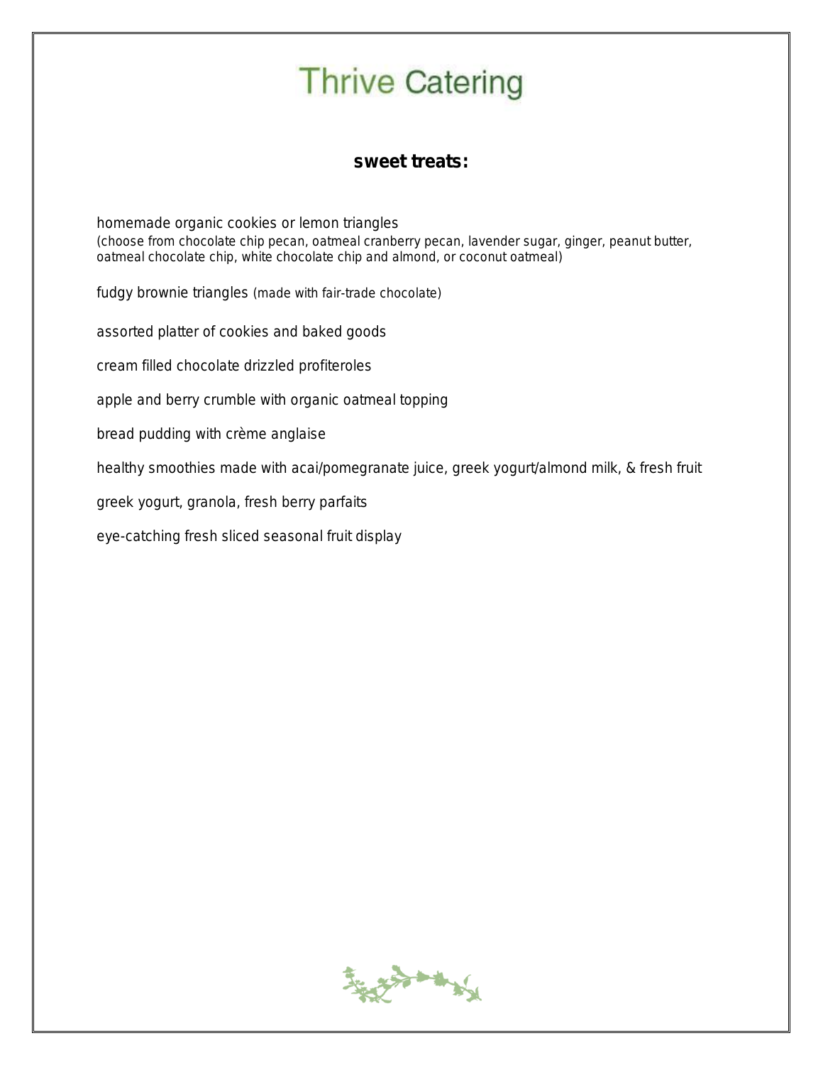# Thrive Catering

## sweet treats:

homemade organic cookies or lemon triangles
(choose from chocolate chip pecan, oatmeal cranberry pecan, lavender sugar, ginger, peanut butter, oatmeal chocolate chip, white chocolate chip and almond, or coconut oatmeal)

fudgy brownie triangles (made with fair-trade chocolate)

assorted platter of cookies and baked goods

cream filled chocolate drizzled profiteroles

apple and berry crumble with organic oatmeal topping

bread pudding with crème anglaise

healthy smoothies made with acai/pomegranate juice, greek yogurt/almond milk, & fresh fruit

greek yogurt, granola, fresh berry parfaits

eye-catching fresh sliced seasonal fruit display